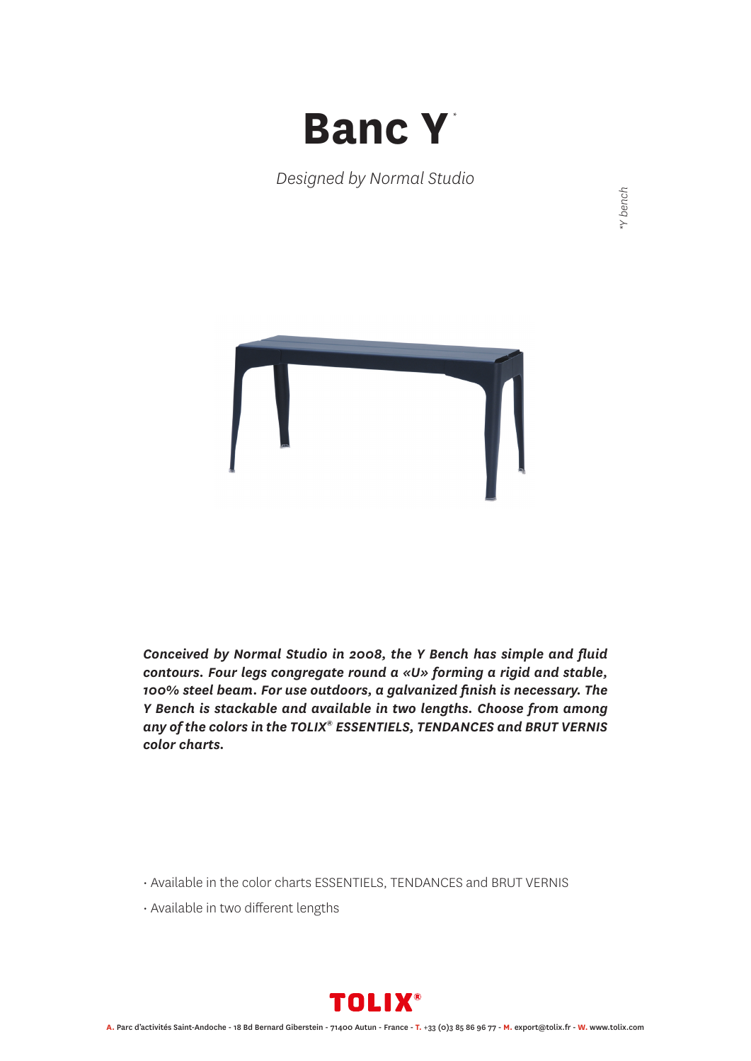# Banc Y*

*Designed by Normal Studio*

*Y bench

***Conceived by Normal Studio in 2008, the Y Bench has simple and fluid contours. Four legs congregate round a «U» forming a rigid and stable, 100% steel beam. For use outdoors, a galvanized finish is necessary. The Y Bench is stackable and available in two lengths. Choose from among any of the colors in the TOLIX® ESSENTIELS, TENDANCES and BRUT VERNIS color charts.***

- Available in the color charts ESSENTIELS, TENDANCES and BRUT VERNIS
- Available in two different lengths

TOLIX®

**A.** Parc d'activités Saint-Andoche - 18 Bd Bernard Giberstein - 71400 Autun - France - **T.** +33 (0)3 85 86 96 77 - **M.** export@tolix.fr - **W.** www.tolix.com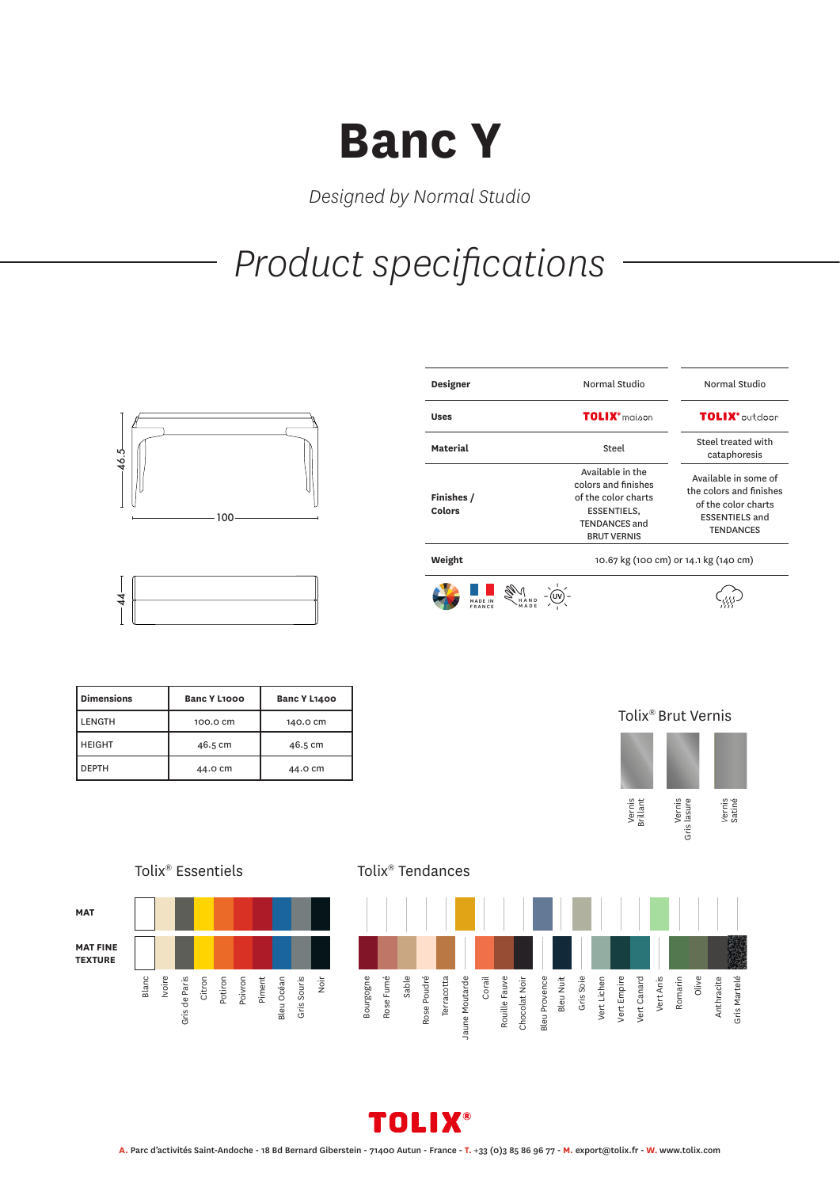# Banc Y

*Designed by Normal Studio*

## *Product specifications*

46.5

100

44

| | | |
|---|---|---|
| **Designer** | Normal Studio | Normal Studio |
| **Uses** | TOLIX® maison | TOLIX® outdoor |
| **Material** | Steel | Steel treated with cataphoresis |
| **Finishes / Colors** | Available in the colors and finishes of the color charts ESSENTIELS, TENDANCES and BRUT VERNIS | Available in some of the colors and finishes of the color charts ESSENTIELS and TENDANCES |
| **Weight** | 10.67 kg (100 cm) or 14.1 kg (140 cm) | |

MADE IN FRANCE
HAND MADE
UV

| **Dimensions** | **Banc Y L1000** | **Banc Y L1400** |
|---|---|---|
| LENGTH | 100.0 cm | 140.0 cm |
| HEIGHT | 46.5 cm | 46.5 cm |
| DEPTH | 44.0 cm | 44.0 cm |

### Tolix® Brut Vernis

Vernis Brillant
Vernis Gris lasure
Vernis Satiné

### Tolix® Essentiels

MAT
MAT FINE TEXTURE

Blanc, Ivoire, Gris de Paris, Citron, Potiron, Poivron, Piment, Bleu Océan, Gris Souris, Noir

### Tolix® Tendances

Bourgogne, Rose Fumé, Sable, Rose Poudré, Terracotta, Jaune Moutarde, Corail, Rouille Fauve, Chocolat Noir, Bleu Provence, Bleu Nuit, Gris Soie, Vert Lichen, Vert Empire, Vert Canard, Vert Anis, Romarin, Olive, Anthracite, Gris Martelé

TOLIX®

**A.** Parc d'activités Saint-Andoche - 18 Bd Bernard Giberstein - 71400 Autun - France - **T.** +33 (0)3 85 86 96 77 - **M.** export@tolix.fr - **W.** www.tolix.com